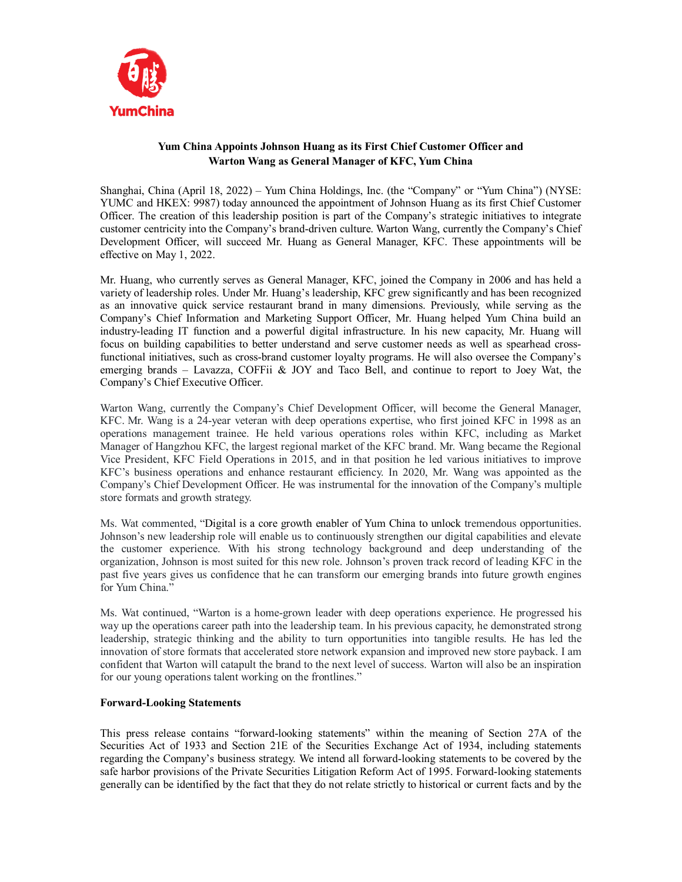# Yum China Appoints Johnson Huang as its First Chief Customer Officer and Warton Wang as General Manager of KFC, Yum China

Shanghai, China (April 18, 2022) – Yum China Holdings, Inc. (the "Company" or "Yum China") (NYSE: YUMC and HKEX: 9987) today announced the appointment of Johnson Huang as its first Chief Customer Officer. The creation of this leadership position is part of the Company's strategic initiatives to integrate customer centricity into the Company's brand-driven culture. Warton Wang, currently the Company's Chief Development Officer, will succeed Mr. Huang as General Manager, KFC. These appointments will be effective on May 1, 2022.

Mr. Huang, who currently serves as General Manager, KFC, joined the Company in 2006 and has held a variety of leadership roles. Under Mr. Huang's leadership, KFC grew significantly and has been recognized as an innovative quick service restaurant brand in many dimensions. Previously, while serving as the Company's Chief Information and Marketing Support Officer, Mr. Huang helped Yum China build an industry-leading IT function and a powerful digital infrastructure. In his new capacity, Mr. Huang will focus on building capabilities to better understand and serve customer needs as well as spearhead cross-functional initiatives, such as cross-brand customer loyalty programs. He will also oversee the Company's emerging brands – Lavazza, COFFii & JOY and Taco Bell, and continue to report to Joey Wat, the Company's Chief Executive Officer.

Warton Wang, currently the Company's Chief Development Officer, will become the General Manager, KFC. Mr. Wang is a 24-year veteran with deep operations expertise, who first joined KFC in 1998 as an operations management trainee. He held various operations roles within KFC, including as Market Manager of Hangzhou KFC, the largest regional market of the KFC brand. Mr. Wang became the Regional Vice President, KFC Field Operations in 2015, and in that position he led various initiatives to improve KFC's business operations and enhance restaurant efficiency. In 2020, Mr. Wang was appointed as the Company's Chief Development Officer. He was instrumental for the innovation of the Company's multiple store formats and growth strategy.

Ms. Wat commented, "Digital is a core growth enabler of Yum China to unlock tremendous opportunities. Johnson's new leadership role will enable us to continuously strengthen our digital capabilities and elevate the customer experience. With his strong technology background and deep understanding of the organization, Johnson is most suited for this new role. Johnson's proven track record of leading KFC in the past five years gives us confidence that he can transform our emerging brands into future growth engines for Yum China."

Ms. Wat continued, "Warton is a home-grown leader with deep operations experience. He progressed his way up the operations career path into the leadership team. In his previous capacity, he demonstrated strong leadership, strategic thinking and the ability to turn opportunities into tangible results. He has led the innovation of store formats that accelerated store network expansion and improved new store payback. I am confident that Warton will catapult the brand to the next level of success. Warton will also be an inspiration for our young operations talent working on the frontlines."

**Forward-Looking Statements**

This press release contains "forward-looking statements" within the meaning of Section 27A of the Securities Act of 1933 and Section 21E of the Securities Exchange Act of 1934, including statements regarding the Company's business strategy. We intend all forward-looking statements to be covered by the safe harbor provisions of the Private Securities Litigation Reform Act of 1995. Forward-looking statements generally can be identified by the fact that they do not relate strictly to historical or current facts and by the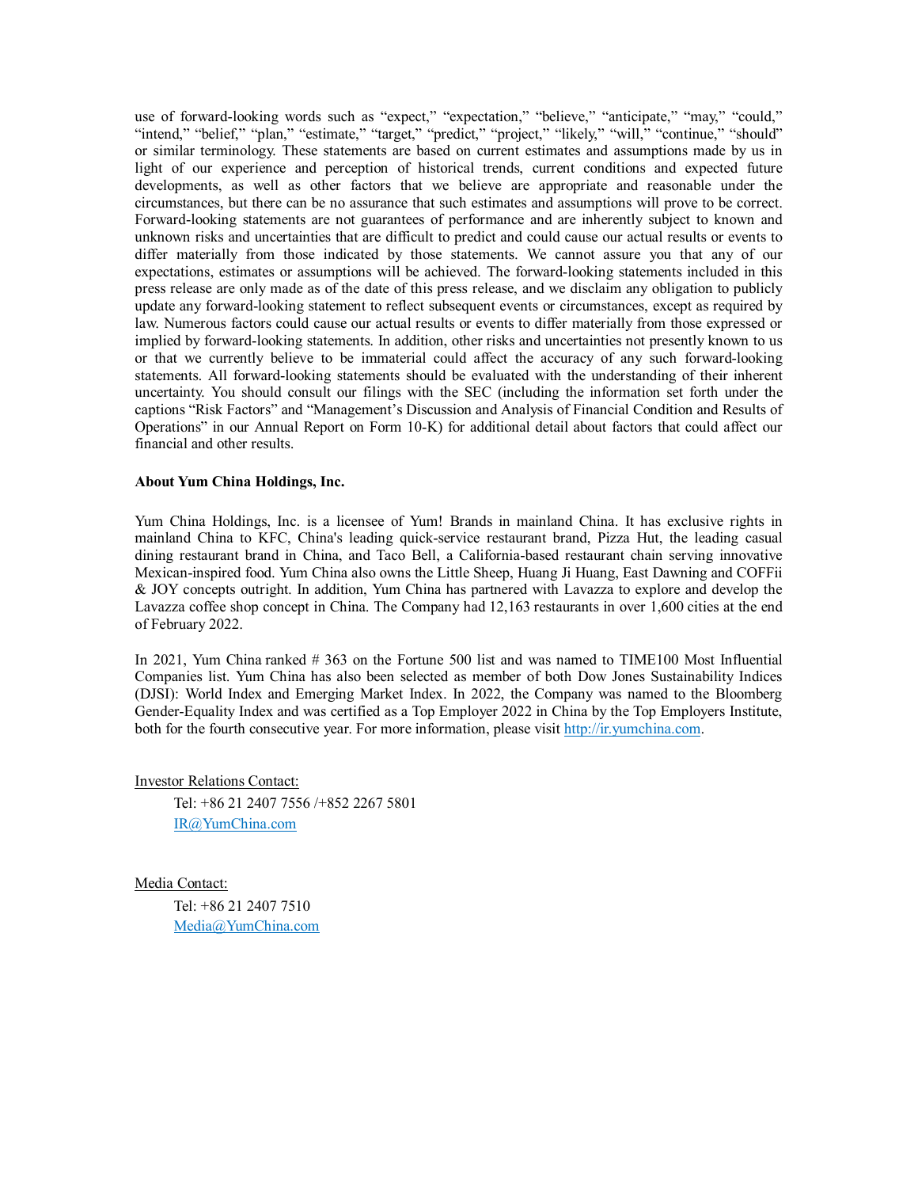use of forward-looking words such as "expect," "expectation," "believe," "anticipate," "may," "could," "intend," "belief," "plan," "estimate," "target," "predict," "project," "likely," "will," "continue," "should" or similar terminology. These statements are based on current estimates and assumptions made by us in light of our experience and perception of historical trends, current conditions and expected future developments, as well as other factors that we believe are appropriate and reasonable under the circumstances, but there can be no assurance that such estimates and assumptions will prove to be correct. Forward-looking statements are not guarantees of performance and are inherently subject to known and unknown risks and uncertainties that are difficult to predict and could cause our actual results or events to differ materially from those indicated by those statements. We cannot assure you that any of our expectations, estimates or assumptions will be achieved. The forward-looking statements included in this press release are only made as of the date of this press release, and we disclaim any obligation to publicly update any forward-looking statement to reflect subsequent events or circumstances, except as required by law. Numerous factors could cause our actual results or events to differ materially from those expressed or implied by forward-looking statements. In addition, other risks and uncertainties not presently known to us or that we currently believe to be immaterial could affect the accuracy of any such forward-looking statements. All forward-looking statements should be evaluated with the understanding of their inherent uncertainty. You should consult our filings with the SEC (including the information set forth under the captions "Risk Factors" and "Management's Discussion and Analysis of Financial Condition and Results of Operations" in our Annual Report on Form 10-K) for additional detail about factors that could affect our financial and other results.

**About Yum China Holdings, Inc.**

Yum China Holdings, Inc. is a licensee of Yum! Brands in mainland China. It has exclusive rights in mainland China to KFC, China's leading quick-service restaurant brand, Pizza Hut, the leading casual dining restaurant brand in China, and Taco Bell, a California-based restaurant chain serving innovative Mexican-inspired food. Yum China also owns the Little Sheep, Huang Ji Huang, East Dawning and COFFii & JOY concepts outright. In addition, Yum China has partnered with Lavazza to explore and develop the Lavazza coffee shop concept in China. The Company had 12,163 restaurants in over 1,600 cities at the end of February 2022.

In 2021, Yum China ranked # 363 on the Fortune 500 list and was named to TIME100 Most Influential Companies list. Yum China has also been selected as member of both Dow Jones Sustainability Indices (DJSI): World Index and Emerging Market Index. In 2022, the Company was named to the Bloomberg Gender-Equality Index and was certified as a Top Employer 2022 in China by the Top Employers Institute, both for the fourth consecutive year. For more information, please visit http://ir.yumchina.com.

Investor Relations Contact:

Tel: +86 21 2407 7556 /+852 2267 5801
IR@YumChina.com

Media Contact:

Tel: +86 21 2407 7510
Media@YumChina.com